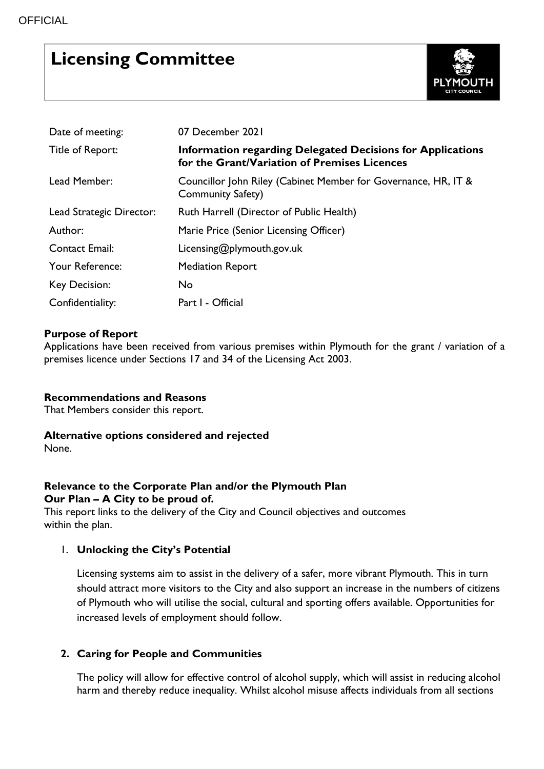# Licensing Committee

| | |
|---|---|
| Date of meeting: | 07 December 2021 |
| Title of Report: | **Information regarding Delegated Decisions for Applications for the Grant/Variation of Premises Licences** |
| Lead Member: | Councillor John Riley (Cabinet Member for Governance, HR, IT & Community Safety) |
| Lead Strategic Director: | Ruth Harrell (Director of Public Health) |
| Author: | Marie Price (Senior Licensing Officer) |
| Contact Email: | Licensing@plymouth.gov.uk |
| Your Reference: | Mediation Report |
| Key Decision: | No |
| Confidentiality: | Part I - Official |

**Purpose of Report**

Applications have been received from various premises within Plymouth for the grant / variation of a premises licence under Sections 17 and 34 of the Licensing Act 2003.

**Recommendations and Reasons**

That Members consider this report.

**Alternative options considered and rejected**

None.

**Relevance to the Corporate Plan and/or the Plymouth Plan**
**Our Plan – A City to be proud of.**

This report links to the delivery of the City and Council objectives and outcomes within the plan.

1. **Unlocking the City's Potential**

   Licensing systems aim to assist in the delivery of a safer, more vibrant Plymouth. This in turn should attract more visitors to the City and also support an increase in the numbers of citizens of Plymouth who will utilise the social, cultural and sporting offers available. Opportunities for increased levels of employment should follow.

2. **Caring for People and Communities**

   The policy will allow for effective control of alcohol supply, which will assist in reducing alcohol harm and thereby reduce inequality. Whilst alcohol misuse affects individuals from all sections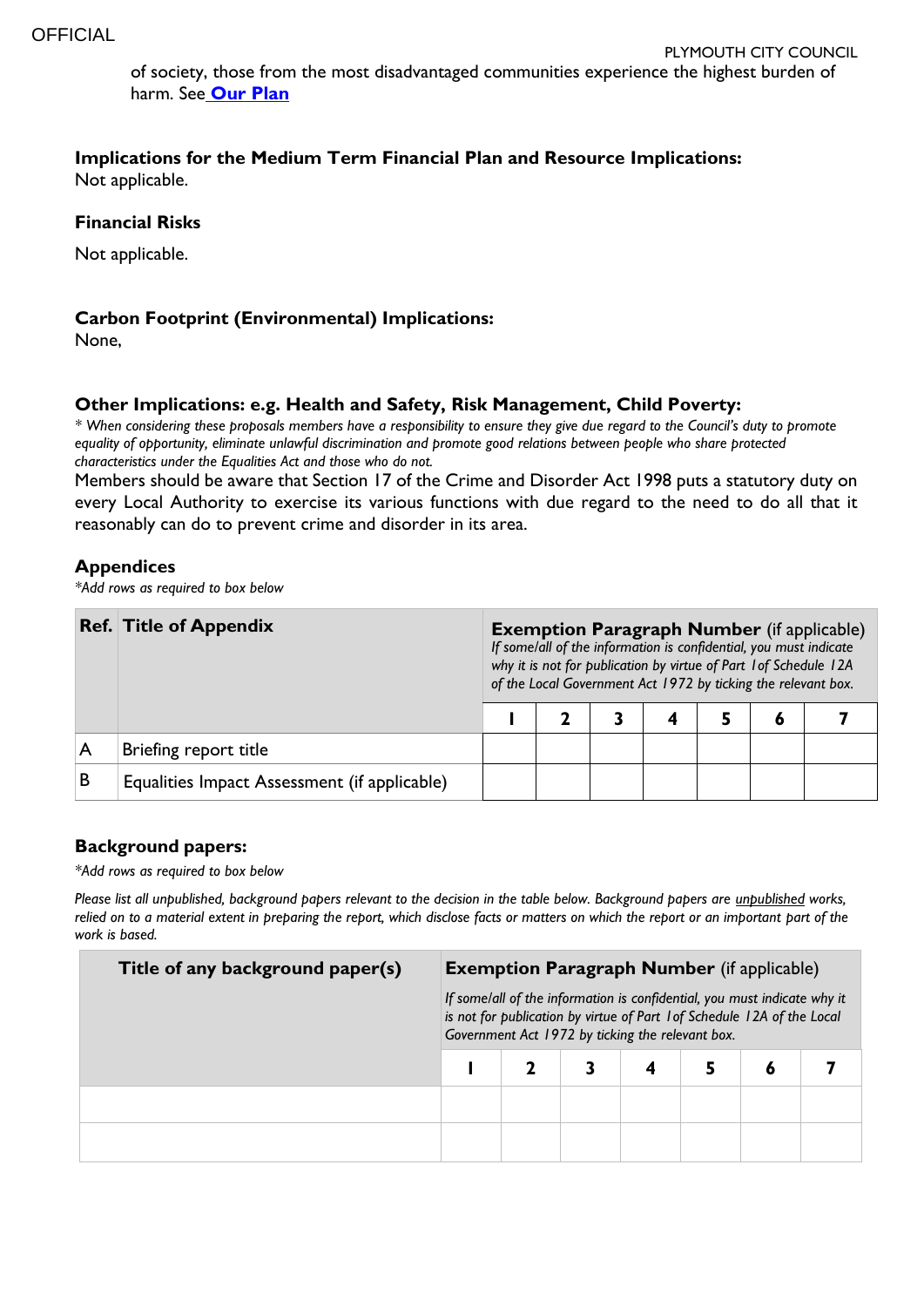of society, those from the most disadvantaged communities experience the highest burden of harm. See **Our Plan**

**Implications for the Medium Term Financial Plan and Resource Implications:**
Not applicable.

**Financial Risks**

Not applicable.

**Carbon Footprint (Environmental) Implications:**
None,

**Other Implications: e.g. Health and Safety, Risk Management, Child Poverty:**

*\* When considering these proposals members have a responsibility to ensure they give due regard to the Council's duty to promote equality of opportunity, eliminate unlawful discrimination and promote good relations between people who share protected characteristics under the Equalities Act and those who do not.*

Members should be aware that Section 17 of the Crime and Disorder Act 1998 puts a statutory duty on every Local Authority to exercise its various functions with due regard to the need to do all that it reasonably can do to prevent crime and disorder in its area.

**Appendices**

*\*Add rows as required to box below*

| Ref. | Title of Appendix | Exemption Paragraph Number (if applicable) *If some/all of the information is confidential, you must indicate why it is not for publication by virtue of Part 1 of Schedule 12A of the Local Government Act 1972 by ticking the relevant box.* | | | | | | |
|---|---|---|---|---|---|---|---|---|
| | | 1 | 2 | 3 | 4 | 5 | 6 | 7 |
| A | Briefing report title | | | | | | | |
| B | Equalities Impact Assessment (if applicable) | | | | | | | |

**Background papers:**

*\*Add rows as required to box below*

*Please list all unpublished, background papers relevant to the decision in the table below. Background papers are unpublished works, relied on to a material extent in preparing the report, which disclose facts or matters on which the report or an important part of the work is based.*

| Title of any background paper(s) | Exemption Paragraph Number (if applicable) *If some/all of the information is confidential, you must indicate why it is not for publication by virtue of Part 1 of Schedule 12A of the Local Government Act 1972 by ticking the relevant box.* | | | | | | |
|---|---|---|---|---|---|---|---|
| | 1 | 2 | 3 | 4 | 5 | 6 | 7 |
| | | | | | | | |
| | | | | | | | |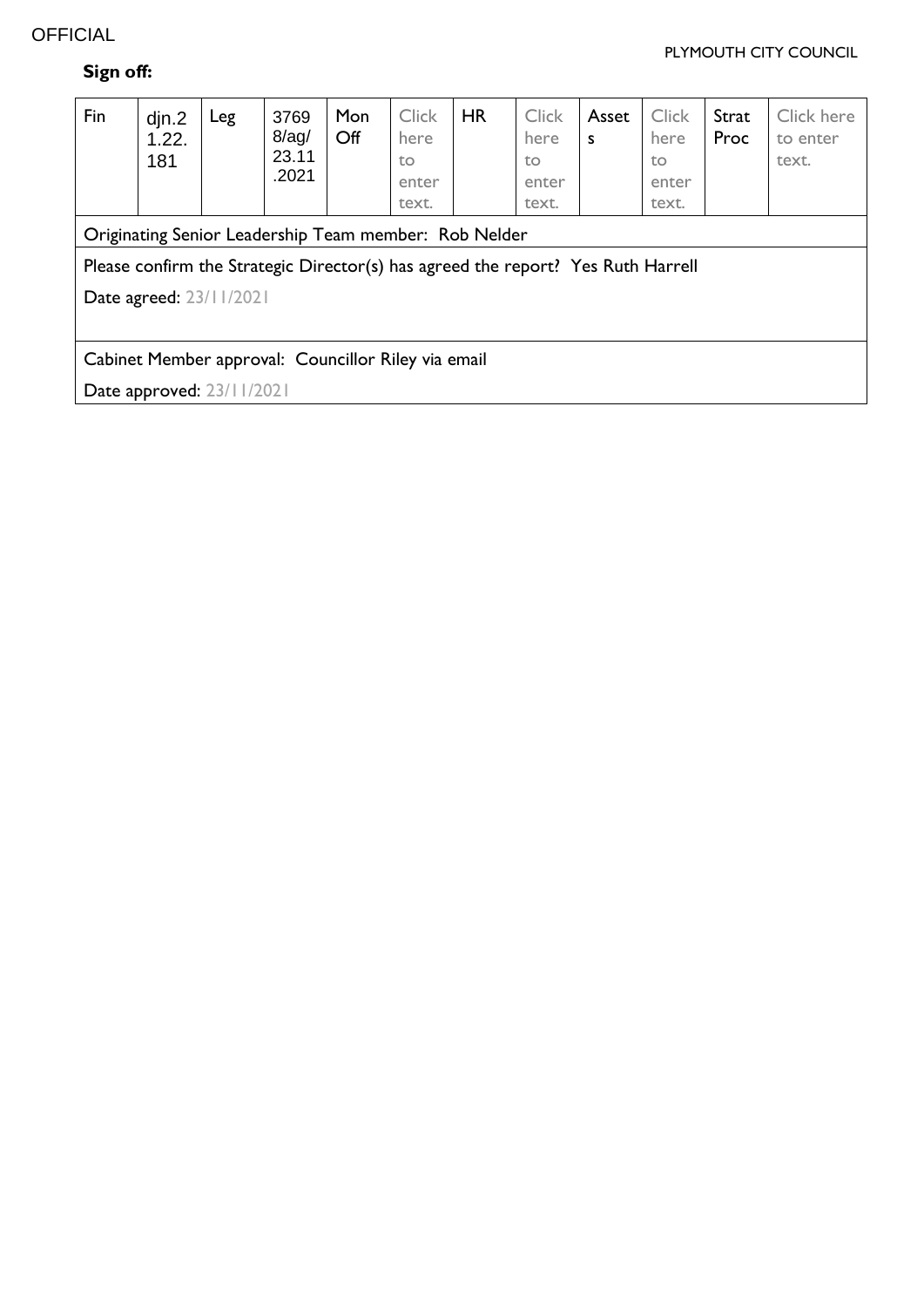**Sign off:**

| Fin | djn.21.22.181 | Leg | 37698/ag/23.11.2021 | Mon Off | Click here to enter text. | HR | Click here to enter text. | Assets | Click here to enter text. | Strat Proc | Click here to enter text. |
|---|---|---|---|---|---|---|---|---|---|---|---|
| Originating Senior Leadership Team member: Rob Nelder | | | | | | | | | | | |
| Please confirm the Strategic Director(s) has agreed the report? Yes Ruth Harrell<br>Date agreed: 23/11/2021 | | | | | | | | | | | |
| Cabinet Member approval: Councillor Riley via email<br>Date approved: 23/11/2021 | | | | | | | | | | | |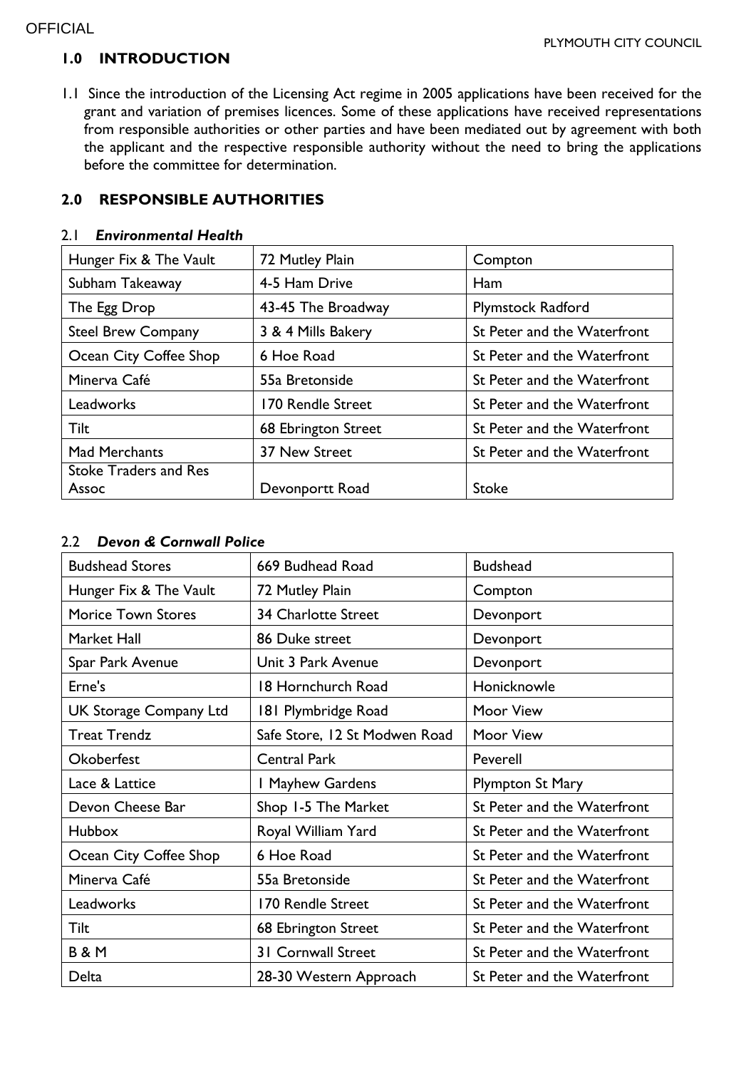## 1.0 INTRODUCTION

1.1 Since the introduction of the Licensing Act regime in 2005 applications have been received for the grant and variation of premises licences. Some of these applications have received representations from responsible authorities or other parties and have been mediated out by agreement with both the applicant and the respective responsible authority without the need to bring the applications before the committee for determination.

## 2.0 RESPONSIBLE AUTHORITIES

### 2.1 *Environmental Health*

| Hunger Fix & The Vault | 72 Mutley Plain | Compton |
|---|---|---|
| Subham Takeaway | 4-5 Ham Drive | Ham |
| The Egg Drop | 43-45 The Broadway | Plymstock Radford |
| Steel Brew Company | 3 & 4 Mills Bakery | St Peter and the Waterfront |
| Ocean City Coffee Shop | 6 Hoe Road | St Peter and the Waterfront |
| Minerva Café | 55a Bretonside | St Peter and the Waterfront |
| Leadworks | 170 Rendle Street | St Peter and the Waterfront |
| Tilt | 68 Ebrington Street | St Peter and the Waterfront |
| Mad Merchants | 37 New Street | St Peter and the Waterfront |
| Stoke Traders and Res Assoc | Devonportt Road | Stoke |

### 2.2 *Devon & Cornwall Police*

| Budshead Stores | 669 Budhead Road | Budshead |
|---|---|---|
| Hunger Fix & The Vault | 72 Mutley Plain | Compton |
| Morice Town Stores | 34 Charlotte Street | Devonport |
| Market Hall | 86 Duke street | Devonport |
| Spar Park Avenue | Unit 3 Park Avenue | Devonport |
| Erne's | 18 Hornchurch Road | Honicknowle |
| UK Storage Company Ltd | 181 Plymbridge Road | Moor View |
| Treat Trendz | Safe Store, 12 St Modwen Road | Moor View |
| Okoberfest | Central Park | Peverell |
| Lace & Lattice | 1 Mayhew Gardens | Plympton St Mary |
| Devon Cheese Bar | Shop 1-5 The Market | St Peter and the Waterfront |
| Hubbox | Royal William Yard | St Peter and the Waterfront |
| Ocean City Coffee Shop | 6 Hoe Road | St Peter and the Waterfront |
| Minerva Café | 55a Bretonside | St Peter and the Waterfront |
| Leadworks | 170 Rendle Street | St Peter and the Waterfront |
| Tilt | 68 Ebrington Street | St Peter and the Waterfront |
| B & M | 31 Cornwall Street | St Peter and the Waterfront |
| Delta | 28-30 Western Approach | St Peter and the Waterfront |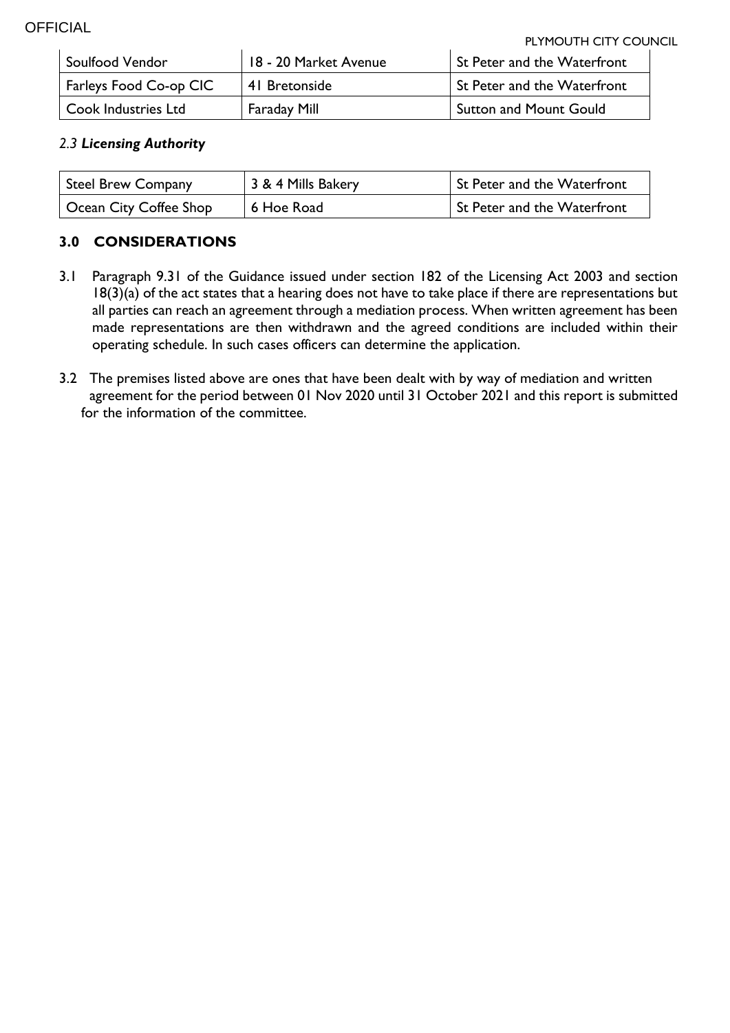| | | |
|---|---|---|
| Soulfood Vendor | 18 - 20 Market Avenue | St Peter and the Waterfront |
| Farleys Food Co-op CIC | 41 Bretonside | St Peter and the Waterfront |
| Cook Industries Ltd | Faraday Mill | Sutton and Mount Gould |

*2.3* ***Licensing Authority***

| | | |
|---|---|---|
| Steel Brew Company | 3 & 4 Mills Bakery | St Peter and the Waterfront |
| Ocean City Coffee Shop | 6 Hoe Road | St Peter and the Waterfront |

## 3.0 CONSIDERATIONS

3.1 Paragraph 9.31 of the Guidance issued under section 182 of the Licensing Act 2003 and section 18(3)(a) of the act states that a hearing does not have to take place if there are representations but all parties can reach an agreement through a mediation process. When written agreement has been made representations are then withdrawn and the agreed conditions are included within their operating schedule. In such cases officers can determine the application.

3.2 The premises listed above are ones that have been dealt with by way of mediation and written agreement for the period between 01 Nov 2020 until 31 October 2021 and this report is submitted for the information of the committee.